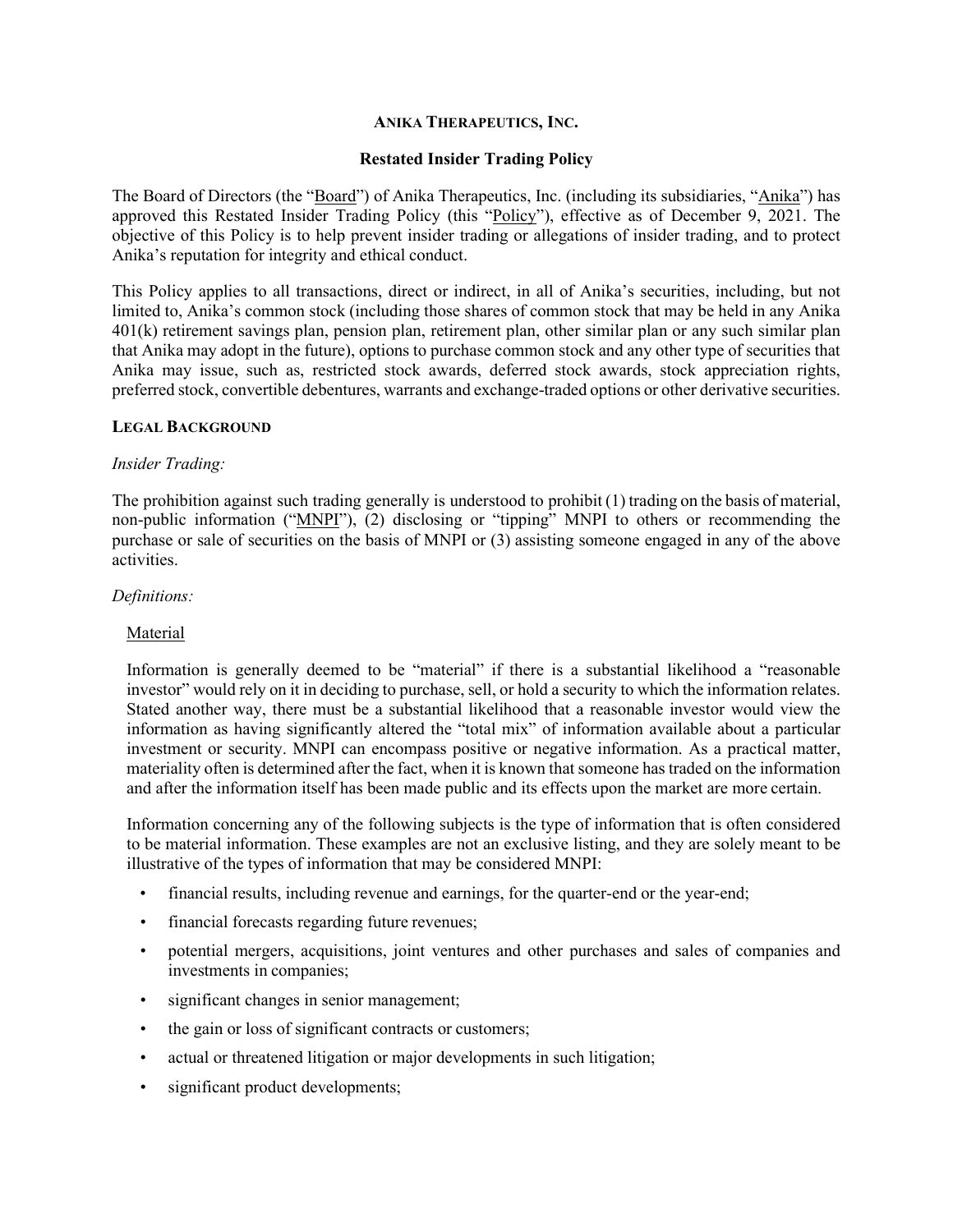# ANIKA THERAPEUTICS, INC.

## Restated Insider Trading Policy

The Board of Directors (the "Board") of Anika Therapeutics, Inc. (including its subsidiaries, "Anika") has approved this Restated Insider Trading Policy (this "Policy"), effective as of December 9, 2021. The objective of this Policy is to help prevent insider trading or allegations of insider trading, and to protect Anika's reputation for integrity and ethical conduct.

This Policy applies to all transactions, direct or indirect, in all of Anika's securities, including, but not limited to, Anika's common stock (including those shares of common stock that may be held in any Anika 401(k) retirement savings plan, pension plan, retirement plan, other similar plan or any such similar plan that Anika may adopt in the future), options to purchase common stock and any other type of securities that Anika may issue, such as, restricted stock awards, deferred stock awards, stock appreciation rights, preferred stock, convertible debentures, warrants and exchange-traded options or other derivative securities.

### LEGAL BACKGROUND

*Insider Trading:*

The prohibition against such trading generally is understood to prohibit (1) trading on the basis of material, non-public information ("MNPI"), (2) disclosing or "tipping" MNPI to others or recommending the purchase or sale of securities on the basis of MNPI or (3) assisting someone engaged in any of the above activities.

*Definitions:*

Material

Information is generally deemed to be "material" if there is a substantial likelihood a "reasonable investor" would rely on it in deciding to purchase, sell, or hold a security to which the information relates. Stated another way, there must be a substantial likelihood that a reasonable investor would view the information as having significantly altered the "total mix" of information available about a particular investment or security. MNPI can encompass positive or negative information. As a practical matter, materiality often is determined after the fact, when it is known that someone has traded on the information and after the information itself has been made public and its effects upon the market are more certain.

Information concerning any of the following subjects is the type of information that is often considered to be material information. These examples are not an exclusive listing, and they are solely meant to be illustrative of the types of information that may be considered MNPI:

- financial results, including revenue and earnings, for the quarter-end or the year-end;
- financial forecasts regarding future revenues;
- potential mergers, acquisitions, joint ventures and other purchases and sales of companies and investments in companies;
- significant changes in senior management;
- the gain or loss of significant contracts or customers;
- actual or threatened litigation or major developments in such litigation;
- significant product developments;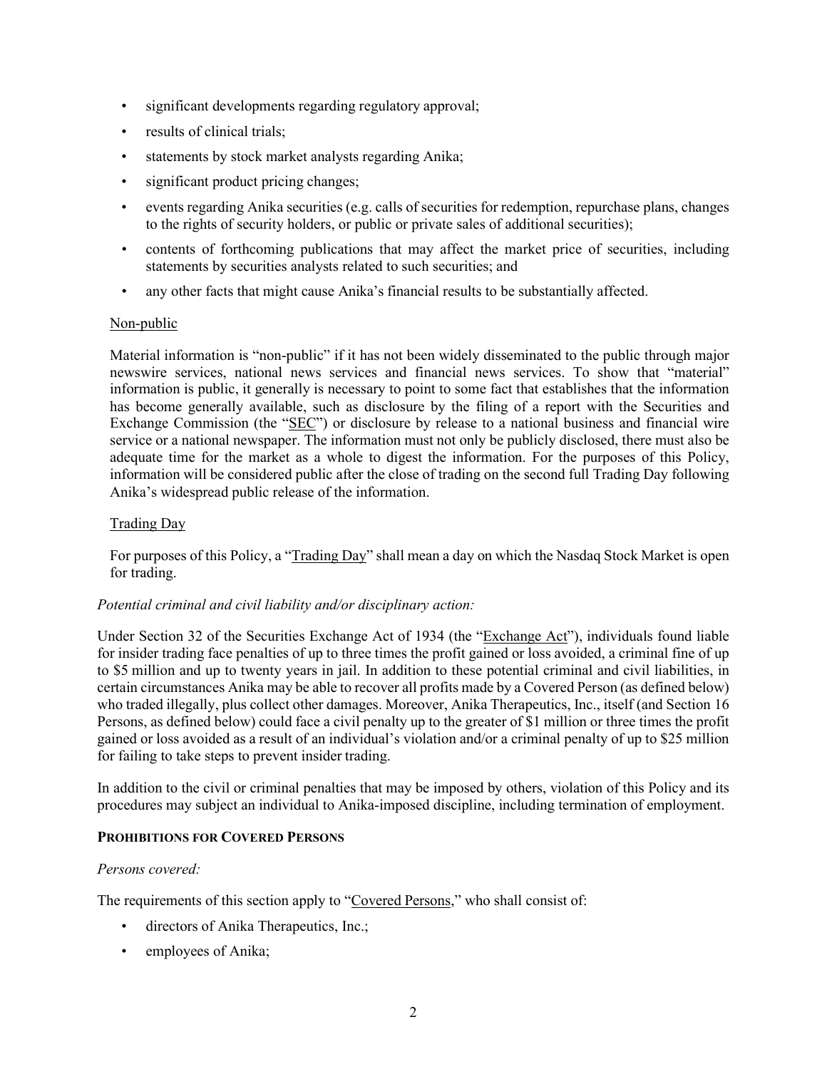- significant developments regarding regulatory approval;
- results of clinical trials;
- statements by stock market analysts regarding Anika;
- significant product pricing changes;
- events regarding Anika securities (e.g. calls of securities for redemption, repurchase plans, changes to the rights of security holders, or public or private sales of additional securities);
- contents of forthcoming publications that may affect the market price of securities, including statements by securities analysts related to such securities; and
- any other facts that might cause Anika's financial results to be substantially affected.

Non-public

Material information is "non-public" if it has not been widely disseminated to the public through major newswire services, national news services and financial news services. To show that "material" information is public, it generally is necessary to point to some fact that establishes that the information has become generally available, such as disclosure by the filing of a report with the Securities and Exchange Commission (the "SEC") or disclosure by release to a national business and financial wire service or a national newspaper. The information must not only be publicly disclosed, there must also be adequate time for the market as a whole to digest the information. For the purposes of this Policy, information will be considered public after the close of trading on the second full Trading Day following Anika's widespread public release of the information.

Trading Day

For purposes of this Policy, a "Trading Day" shall mean a day on which the Nasdaq Stock Market is open for trading.

*Potential criminal and civil liability and/or disciplinary action:*

Under Section 32 of the Securities Exchange Act of 1934 (the "Exchange Act"), individuals found liable for insider trading face penalties of up to three times the profit gained or loss avoided, a criminal fine of up to $5 million and up to twenty years in jail. In addition to these potential criminal and civil liabilities, in certain circumstances Anika may be able to recover all profits made by a Covered Person (as defined below) who traded illegally, plus collect other damages. Moreover, Anika Therapeutics, Inc., itself (and Section 16 Persons, as defined below) could face a civil penalty up to the greater of $1 million or three times the profit gained or loss avoided as a result of an individual's violation and/or a criminal penalty of up to $25 million for failing to take steps to prevent insider trading.

In addition to the civil or criminal penalties that may be imposed by others, violation of this Policy and its procedures may subject an individual to Anika-imposed discipline, including termination of employment.

**PROHIBITIONS FOR COVERED PERSONS**

*Persons covered:*

The requirements of this section apply to "Covered Persons," who shall consist of:

- directors of Anika Therapeutics, Inc.;
- employees of Anika;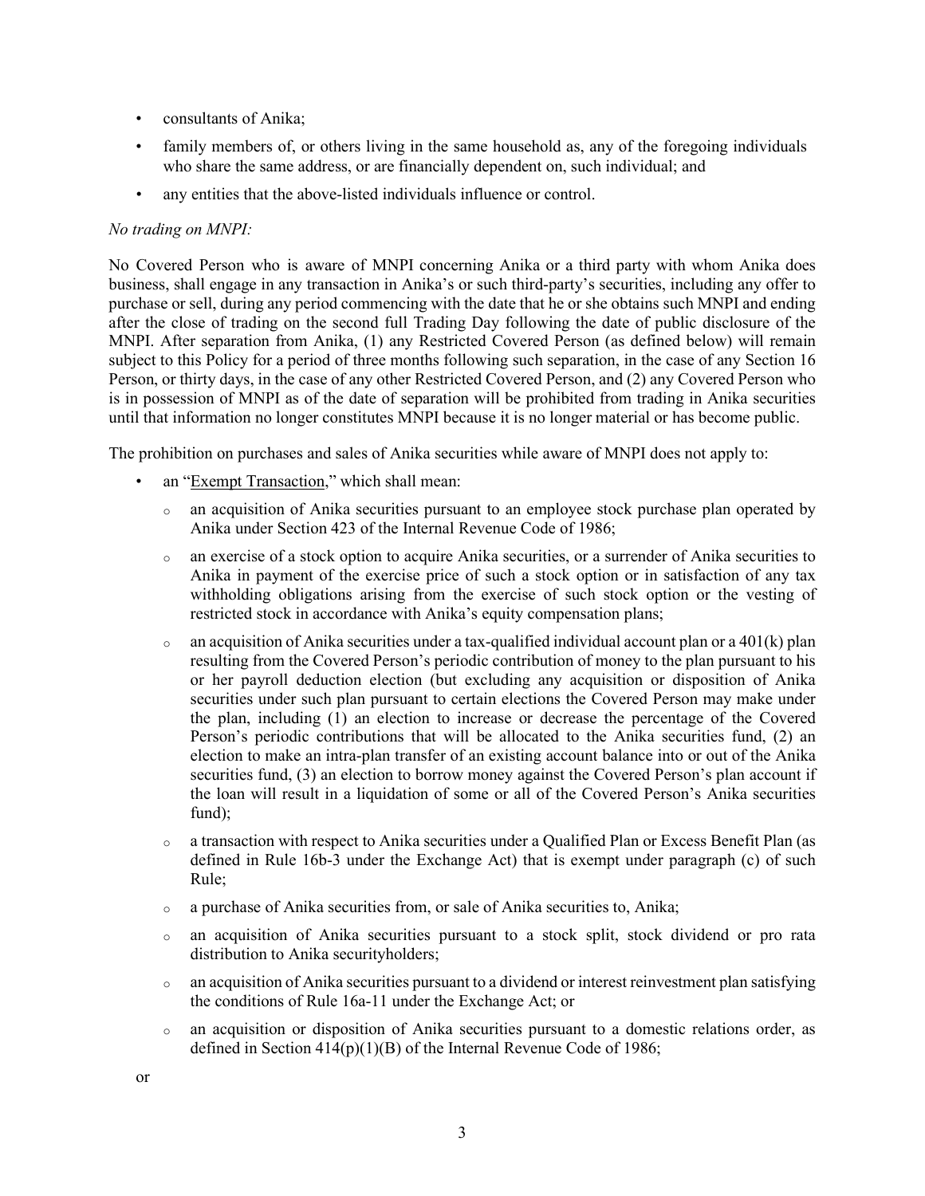- consultants of Anika;
- family members of, or others living in the same household as, any of the foregoing individuals who share the same address, or are financially dependent on, such individual; and
- any entities that the above-listed individuals influence or control.

*No trading on MNPI:*

No Covered Person who is aware of MNPI concerning Anika or a third party with whom Anika does business, shall engage in any transaction in Anika's or such third-party's securities, including any offer to purchase or sell, during any period commencing with the date that he or she obtains such MNPI and ending after the close of trading on the second full Trading Day following the date of public disclosure of the MNPI. After separation from Anika, (1) any Restricted Covered Person (as defined below) will remain subject to this Policy for a period of three months following such separation, in the case of any Section 16 Person, or thirty days, in the case of any other Restricted Covered Person, and (2) any Covered Person who is in possession of MNPI as of the date of separation will be prohibited from trading in Anika securities until that information no longer constitutes MNPI because it is no longer material or has become public.

The prohibition on purchases and sales of Anika securities while aware of MNPI does not apply to:

- an "Exempt Transaction," which shall mean:
  - an acquisition of Anika securities pursuant to an employee stock purchase plan operated by Anika under Section 423 of the Internal Revenue Code of 1986;
  - an exercise of a stock option to acquire Anika securities, or a surrender of Anika securities to Anika in payment of the exercise price of such a stock option or in satisfaction of any tax withholding obligations arising from the exercise of such stock option or the vesting of restricted stock in accordance with Anika's equity compensation plans;
  - an acquisition of Anika securities under a tax-qualified individual account plan or a 401(k) plan resulting from the Covered Person's periodic contribution of money to the plan pursuant to his or her payroll deduction election (but excluding any acquisition or disposition of Anika securities under such plan pursuant to certain elections the Covered Person may make under the plan, including (1) an election to increase or decrease the percentage of the Covered Person's periodic contributions that will be allocated to the Anika securities fund, (2) an election to make an intra-plan transfer of an existing account balance into or out of the Anika securities fund, (3) an election to borrow money against the Covered Person's plan account if the loan will result in a liquidation of some or all of the Covered Person's Anika securities fund);
  - a transaction with respect to Anika securities under a Qualified Plan or Excess Benefit Plan (as defined in Rule 16b-3 under the Exchange Act) that is exempt under paragraph (c) of such Rule;
  - a purchase of Anika securities from, or sale of Anika securities to, Anika;
  - an acquisition of Anika securities pursuant to a stock split, stock dividend or pro rata distribution to Anika securityholders;
  - an acquisition of Anika securities pursuant to a dividend or interest reinvestment plan satisfying the conditions of Rule 16a-11 under the Exchange Act; or
  - an acquisition or disposition of Anika securities pursuant to a domestic relations order, as defined in Section 414(p)(1)(B) of the Internal Revenue Code of 1986;

or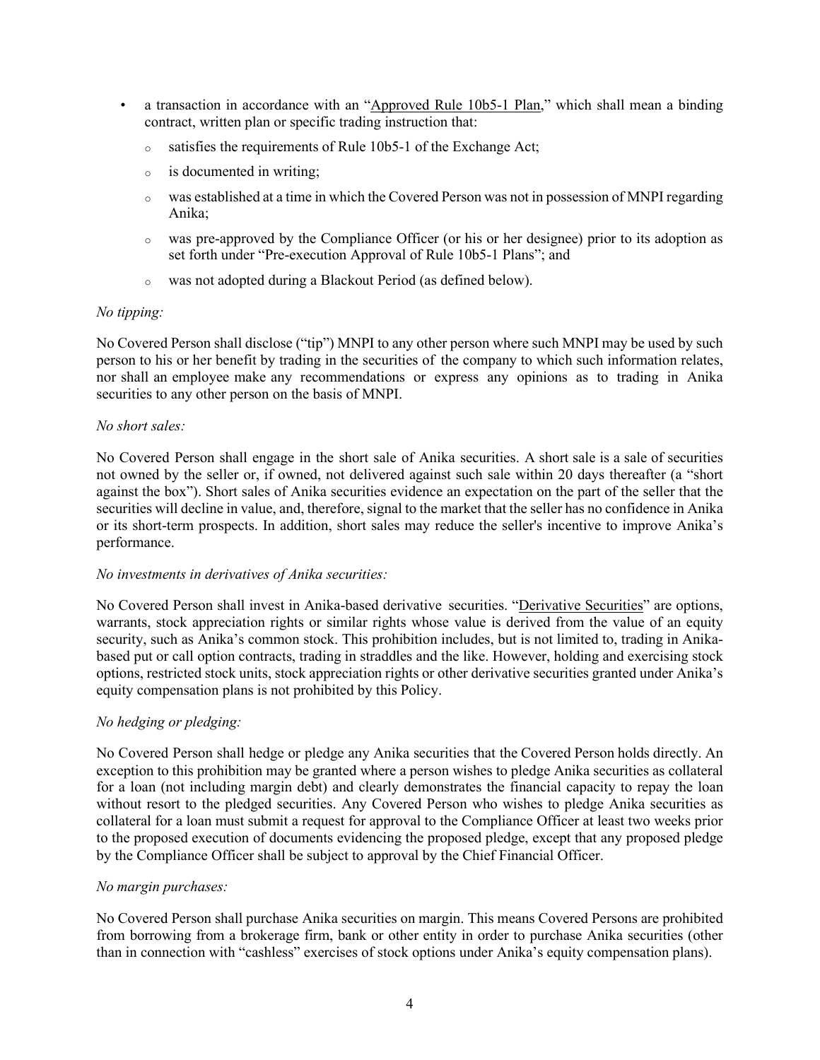- a transaction in accordance with an "Approved Rule 10b5-1 Plan," which shall mean a binding contract, written plan or specific trading instruction that:
  - satisfies the requirements of Rule 10b5-1 of the Exchange Act;
  - is documented in writing;
  - was established at a time in which the Covered Person was not in possession of MNPI regarding Anika;
  - was pre-approved by the Compliance Officer (or his or her designee) prior to its adoption as set forth under "Pre-execution Approval of Rule 10b5-1 Plans"; and
  - was not adopted during a Blackout Period (as defined below).

*No tipping:*

No Covered Person shall disclose ("tip") MNPI to any other person where such MNPI may be used by such person to his or her benefit by trading in the securities of the company to which such information relates, nor shall an employee make any recommendations or express any opinions as to trading in Anika securities to any other person on the basis of MNPI.

*No short sales:*

No Covered Person shall engage in the short sale of Anika securities. A short sale is a sale of securities not owned by the seller or, if owned, not delivered against such sale within 20 days thereafter (a "short against the box"). Short sales of Anika securities evidence an expectation on the part of the seller that the securities will decline in value, and, therefore, signal to the market that the seller has no confidence in Anika or its short-term prospects. In addition, short sales may reduce the seller's incentive to improve Anika's performance.

*No investments in derivatives of Anika securities:*

No Covered Person shall invest in Anika-based derivative securities. "Derivative Securities" are options, warrants, stock appreciation rights or similar rights whose value is derived from the value of an equity security, such as Anika's common stock. This prohibition includes, but is not limited to, trading in Anika-based put or call option contracts, trading in straddles and the like. However, holding and exercising stock options, restricted stock units, stock appreciation rights or other derivative securities granted under Anika's equity compensation plans is not prohibited by this Policy.

*No hedging or pledging:*

No Covered Person shall hedge or pledge any Anika securities that the Covered Person holds directly. An exception to this prohibition may be granted where a person wishes to pledge Anika securities as collateral for a loan (not including margin debt) and clearly demonstrates the financial capacity to repay the loan without resort to the pledged securities. Any Covered Person who wishes to pledge Anika securities as collateral for a loan must submit a request for approval to the Compliance Officer at least two weeks prior to the proposed execution of documents evidencing the proposed pledge, except that any proposed pledge by the Compliance Officer shall be subject to approval by the Chief Financial Officer.

*No margin purchases:*

No Covered Person shall purchase Anika securities on margin. This means Covered Persons are prohibited from borrowing from a brokerage firm, bank or other entity in order to purchase Anika securities (other than in connection with "cashless" exercises of stock options under Anika's equity compensation plans).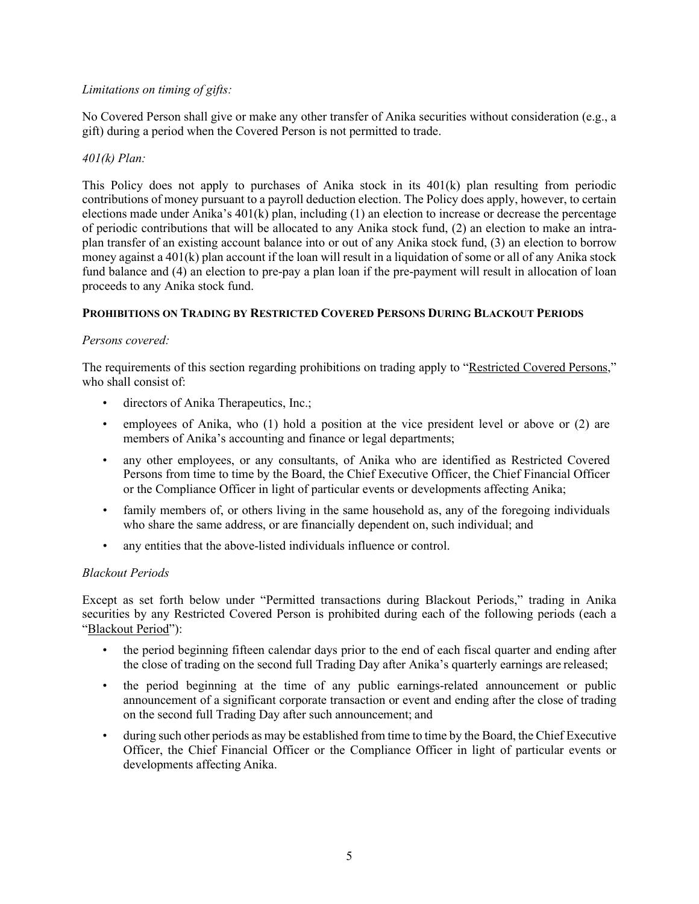*Limitations on timing of gifts:*

No Covered Person shall give or make any other transfer of Anika securities without consideration (e.g., a gift) during a period when the Covered Person is not permitted to trade.

*401(k) Plan:*

This Policy does not apply to purchases of Anika stock in its 401(k) plan resulting from periodic contributions of money pursuant to a payroll deduction election. The Policy does apply, however, to certain elections made under Anika's 401(k) plan, including (1) an election to increase or decrease the percentage of periodic contributions that will be allocated to any Anika stock fund, (2) an election to make an intra-plan transfer of an existing account balance into or out of any Anika stock fund, (3) an election to borrow money against a 401(k) plan account if the loan will result in a liquidation of some or all of any Anika stock fund balance and (4) an election to pre-pay a plan loan if the pre-payment will result in allocation of loan proceeds to any Anika stock fund.

**PROHIBITIONS ON TRADING BY RESTRICTED COVERED PERSONS DURING BLACKOUT PERIODS**

*Persons covered:*

The requirements of this section regarding prohibitions on trading apply to "Restricted Covered Persons," who shall consist of:

- directors of Anika Therapeutics, Inc.;
- employees of Anika, who (1) hold a position at the vice president level or above or (2) are members of Anika's accounting and finance or legal departments;
- any other employees, or any consultants, of Anika who are identified as Restricted Covered Persons from time to time by the Board, the Chief Executive Officer, the Chief Financial Officer or the Compliance Officer in light of particular events or developments affecting Anika;
- family members of, or others living in the same household as, any of the foregoing individuals who share the same address, or are financially dependent on, such individual; and
- any entities that the above-listed individuals influence or control.

*Blackout Periods*

Except as set forth below under "Permitted transactions during Blackout Periods," trading in Anika securities by any Restricted Covered Person is prohibited during each of the following periods (each a "Blackout Period"):

- the period beginning fifteen calendar days prior to the end of each fiscal quarter and ending after the close of trading on the second full Trading Day after Anika's quarterly earnings are released;
- the period beginning at the time of any public earnings-related announcement or public announcement of a significant corporate transaction or event and ending after the close of trading on the second full Trading Day after such announcement; and
- during such other periods as may be established from time to time by the Board, the Chief Executive Officer, the Chief Financial Officer or the Compliance Officer in light of particular events or developments affecting Anika.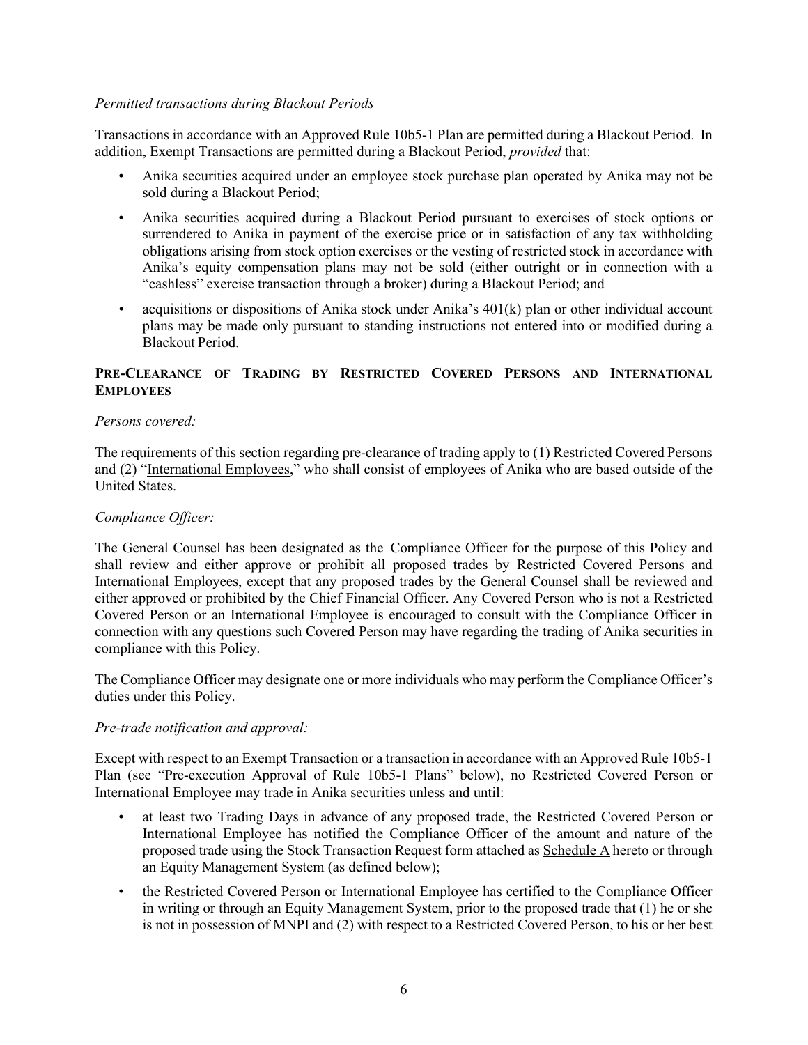*Permitted transactions during Blackout Periods*

Transactions in accordance with an Approved Rule 10b5-1 Plan are permitted during a Blackout Period. In addition, Exempt Transactions are permitted during a Blackout Period, *provided* that:

- Anika securities acquired under an employee stock purchase plan operated by Anika may not be sold during a Blackout Period;
- Anika securities acquired during a Blackout Period pursuant to exercises of stock options or surrendered to Anika in payment of the exercise price or in satisfaction of any tax withholding obligations arising from stock option exercises or the vesting of restricted stock in accordance with Anika's equity compensation plans may not be sold (either outright or in connection with a "cashless" exercise transaction through a broker) during a Blackout Period; and
- acquisitions or dispositions of Anika stock under Anika's 401(k) plan or other individual account plans may be made only pursuant to standing instructions not entered into or modified during a Blackout Period.

**PRE-CLEARANCE OF TRADING BY RESTRICTED COVERED PERSONS AND INTERNATIONAL EMPLOYEES**

*Persons covered:*

The requirements of this section regarding pre-clearance of trading apply to (1) Restricted Covered Persons and (2) "International Employees," who shall consist of employees of Anika who are based outside of the United States.

*Compliance Officer:*

The General Counsel has been designated as the Compliance Officer for the purpose of this Policy and shall review and either approve or prohibit all proposed trades by Restricted Covered Persons and International Employees, except that any proposed trades by the General Counsel shall be reviewed and either approved or prohibited by the Chief Financial Officer. Any Covered Person who is not a Restricted Covered Person or an International Employee is encouraged to consult with the Compliance Officer in connection with any questions such Covered Person may have regarding the trading of Anika securities in compliance with this Policy.

The Compliance Officer may designate one or more individuals who may perform the Compliance Officer's duties under this Policy.

*Pre-trade notification and approval:*

Except with respect to an Exempt Transaction or a transaction in accordance with an Approved Rule 10b5-1 Plan (see "Pre-execution Approval of Rule 10b5-1 Plans" below), no Restricted Covered Person or International Employee may trade in Anika securities unless and until:

- at least two Trading Days in advance of any proposed trade, the Restricted Covered Person or International Employee has notified the Compliance Officer of the amount and nature of the proposed trade using the Stock Transaction Request form attached as Schedule A hereto or through an Equity Management System (as defined below);
- the Restricted Covered Person or International Employee has certified to the Compliance Officer in writing or through an Equity Management System, prior to the proposed trade that (1) he or she is not in possession of MNPI and (2) with respect to a Restricted Covered Person, to his or her best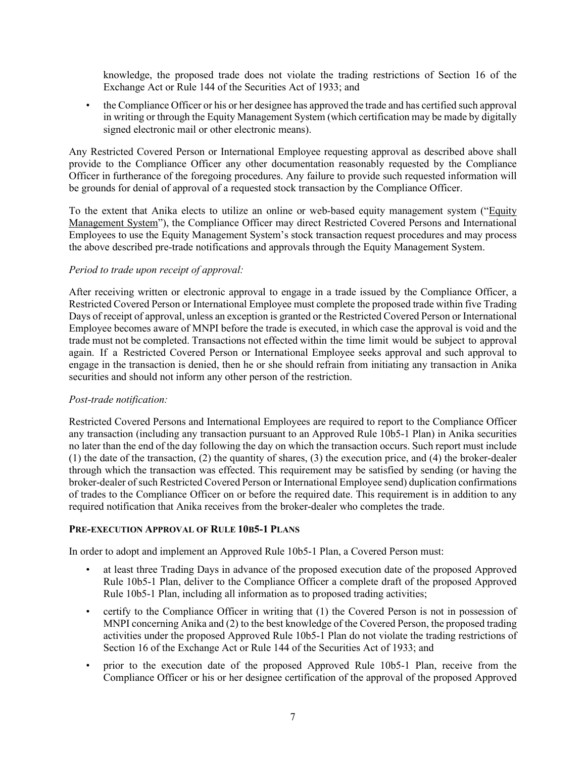knowledge, the proposed trade does not violate the trading restrictions of Section 16 of the Exchange Act or Rule 144 of the Securities Act of 1933; and

- the Compliance Officer or his or her designee has approved the trade and has certified such approval in writing or through the Equity Management System (which certification may be made by digitally signed electronic mail or other electronic means).

Any Restricted Covered Person or International Employee requesting approval as described above shall provide to the Compliance Officer any other documentation reasonably requested by the Compliance Officer in furtherance of the foregoing procedures. Any failure to provide such requested information will be grounds for denial of approval of a requested stock transaction by the Compliance Officer.

To the extent that Anika elects to utilize an online or web-based equity management system ("Equity Management System"), the Compliance Officer may direct Restricted Covered Persons and International Employees to use the Equity Management System's stock transaction request procedures and may process the above described pre-trade notifications and approvals through the Equity Management System.

*Period to trade upon receipt of approval:*

After receiving written or electronic approval to engage in a trade issued by the Compliance Officer, a Restricted Covered Person or International Employee must complete the proposed trade within five Trading Days of receipt of approval, unless an exception is granted or the Restricted Covered Person or International Employee becomes aware of MNPI before the trade is executed, in which case the approval is void and the trade must not be completed. Transactions not effected within the time limit would be subject to approval again. If a Restricted Covered Person or International Employee seeks approval and such approval to engage in the transaction is denied, then he or she should refrain from initiating any transaction in Anika securities and should not inform any other person of the restriction.

*Post-trade notification:*

Restricted Covered Persons and International Employees are required to report to the Compliance Officer any transaction (including any transaction pursuant to an Approved Rule 10b5-1 Plan) in Anika securities no later than the end of the day following the day on which the transaction occurs. Such report must include (1) the date of the transaction, (2) the quantity of shares, (3) the execution price, and (4) the broker-dealer through which the transaction was effected. This requirement may be satisfied by sending (or having the broker-dealer of such Restricted Covered Person or International Employee send) duplication confirmations of trades to the Compliance Officer on or before the required date. This requirement is in addition to any required notification that Anika receives from the broker-dealer who completes the trade.

**PRE-EXECUTION APPROVAL OF RULE 10B5-1 PLANS**

In order to adopt and implement an Approved Rule 10b5-1 Plan, a Covered Person must:

- at least three Trading Days in advance of the proposed execution date of the proposed Approved Rule 10b5-1 Plan, deliver to the Compliance Officer a complete draft of the proposed Approved Rule 10b5-1 Plan, including all information as to proposed trading activities;
- certify to the Compliance Officer in writing that (1) the Covered Person is not in possession of MNPI concerning Anika and (2) to the best knowledge of the Covered Person, the proposed trading activities under the proposed Approved Rule 10b5-1 Plan do not violate the trading restrictions of Section 16 of the Exchange Act or Rule 144 of the Securities Act of 1933; and
- prior to the execution date of the proposed Approved Rule 10b5-1 Plan, receive from the Compliance Officer or his or her designee certification of the approval of the proposed Approved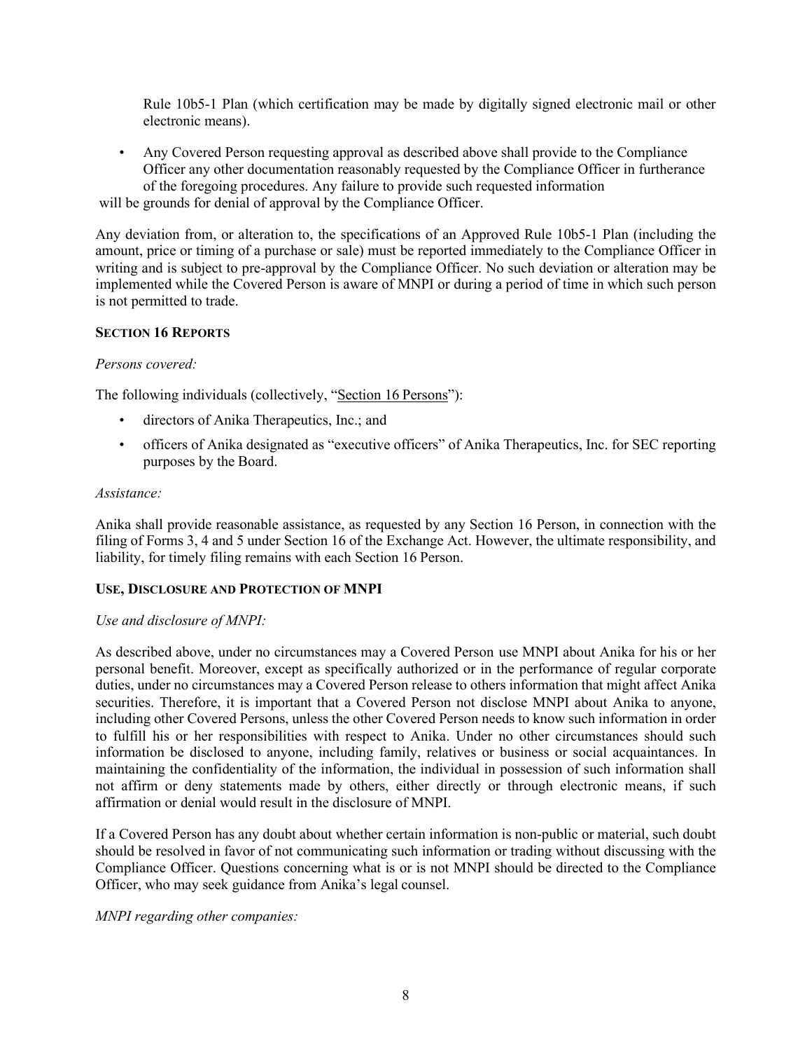Rule 10b5-1 Plan (which certification may be made by digitally signed electronic mail or other electronic means).

- Any Covered Person requesting approval as described above shall provide to the Compliance Officer any other documentation reasonably requested by the Compliance Officer in furtherance of the foregoing procedures. Any failure to provide such requested information will be grounds for denial of approval by the Compliance Officer.

Any deviation from, or alteration to, the specifications of an Approved Rule 10b5-1 Plan (including the amount, price or timing of a purchase or sale) must be reported immediately to the Compliance Officer in writing and is subject to pre-approval by the Compliance Officer. No such deviation or alteration may be implemented while the Covered Person is aware of MNPI or during a period of time in which such person is not permitted to trade.

**SECTION 16 REPORTS**

*Persons covered:*

The following individuals (collectively, "Section 16 Persons"):

- directors of Anika Therapeutics, Inc.; and
- officers of Anika designated as "executive officers" of Anika Therapeutics, Inc. for SEC reporting purposes by the Board.

*Assistance:*

Anika shall provide reasonable assistance, as requested by any Section 16 Person, in connection with the filing of Forms 3, 4 and 5 under Section 16 of the Exchange Act. However, the ultimate responsibility, and liability, for timely filing remains with each Section 16 Person.

**USE, DISCLOSURE AND PROTECTION OF MNPI**

*Use and disclosure of MNPI:*

As described above, under no circumstances may a Covered Person use MNPI about Anika for his or her personal benefit. Moreover, except as specifically authorized or in the performance of regular corporate duties, under no circumstances may a Covered Person release to others information that might affect Anika securities. Therefore, it is important that a Covered Person not disclose MNPI about Anika to anyone, including other Covered Persons, unless the other Covered Person needs to know such information in order to fulfill his or her responsibilities with respect to Anika. Under no other circumstances should such information be disclosed to anyone, including family, relatives or business or social acquaintances. In maintaining the confidentiality of the information, the individual in possession of such information shall not affirm or deny statements made by others, either directly or through electronic means, if such affirmation or denial would result in the disclosure of MNPI.

If a Covered Person has any doubt about whether certain information is non-public or material, such doubt should be resolved in favor of not communicating such information or trading without discussing with the Compliance Officer. Questions concerning what is or is not MNPI should be directed to the Compliance Officer, who may seek guidance from Anika's legal counsel.

*MNPI regarding other companies:*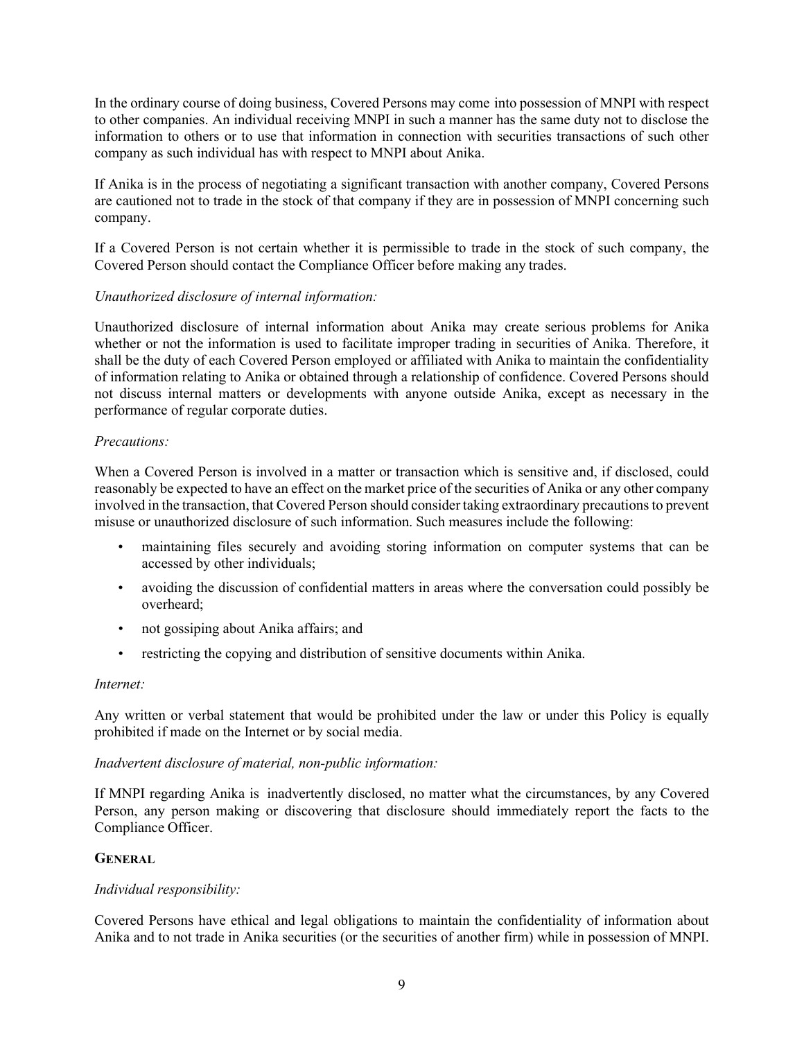In the ordinary course of doing business, Covered Persons may come into possession of MNPI with respect to other companies. An individual receiving MNPI in such a manner has the same duty not to disclose the information to others or to use that information in connection with securities transactions of such other company as such individual has with respect to MNPI about Anika.

If Anika is in the process of negotiating a significant transaction with another company, Covered Persons are cautioned not to trade in the stock of that company if they are in possession of MNPI concerning such company.

If a Covered Person is not certain whether it is permissible to trade in the stock of such company, the Covered Person should contact the Compliance Officer before making any trades.

*Unauthorized disclosure of internal information:*

Unauthorized disclosure of internal information about Anika may create serious problems for Anika whether or not the information is used to facilitate improper trading in securities of Anika. Therefore, it shall be the duty of each Covered Person employed or affiliated with Anika to maintain the confidentiality of information relating to Anika or obtained through a relationship of confidence. Covered Persons should not discuss internal matters or developments with anyone outside Anika, except as necessary in the performance of regular corporate duties.

*Precautions:*

When a Covered Person is involved in a matter or transaction which is sensitive and, if disclosed, could reasonably be expected to have an effect on the market price of the securities of Anika or any other company involved in the transaction, that Covered Person should consider taking extraordinary precautions to prevent misuse or unauthorized disclosure of such information. Such measures include the following:

- maintaining files securely and avoiding storing information on computer systems that can be accessed by other individuals;
- avoiding the discussion of confidential matters in areas where the conversation could possibly be overheard;
- not gossiping about Anika affairs; and
- restricting the copying and distribution of sensitive documents within Anika.

*Internet:*

Any written or verbal statement that would be prohibited under the law or under this Policy is equally prohibited if made on the Internet or by social media.

*Inadvertent disclosure of material, non-public information:*

If MNPI regarding Anika is inadvertently disclosed, no matter what the circumstances, by any Covered Person, any person making or discovering that disclosure should immediately report the facts to the Compliance Officer.

## GENERAL

*Individual responsibility:*

Covered Persons have ethical and legal obligations to maintain the confidentiality of information about Anika and to not trade in Anika securities (or the securities of another firm) while in possession of MNPI.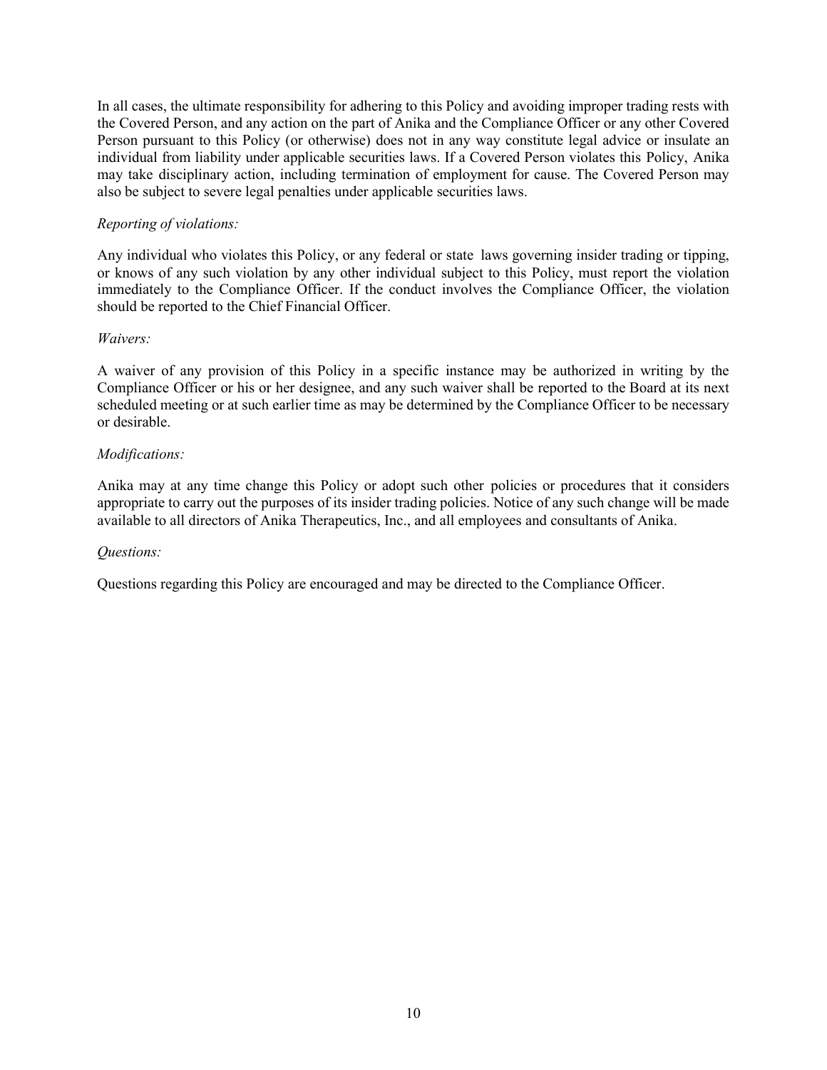In all cases, the ultimate responsibility for adhering to this Policy and avoiding improper trading rests with the Covered Person, and any action on the part of Anika and the Compliance Officer or any other Covered Person pursuant to this Policy (or otherwise) does not in any way constitute legal advice or insulate an individual from liability under applicable securities laws. If a Covered Person violates this Policy, Anika may take disciplinary action, including termination of employment for cause. The Covered Person may also be subject to severe legal penalties under applicable securities laws.

*Reporting of violations:*

Any individual who violates this Policy, or any federal or state laws governing insider trading or tipping, or knows of any such violation by any other individual subject to this Policy, must report the violation immediately to the Compliance Officer. If the conduct involves the Compliance Officer, the violation should be reported to the Chief Financial Officer.

*Waivers:*

A waiver of any provision of this Policy in a specific instance may be authorized in writing by the Compliance Officer or his or her designee, and any such waiver shall be reported to the Board at its next scheduled meeting or at such earlier time as may be determined by the Compliance Officer to be necessary or desirable.

*Modifications:*

Anika may at any time change this Policy or adopt such other policies or procedures that it considers appropriate to carry out the purposes of its insider trading policies. Notice of any such change will be made available to all directors of Anika Therapeutics, Inc., and all employees and consultants of Anika.

*Questions:*

Questions regarding this Policy are encouraged and may be directed to the Compliance Officer.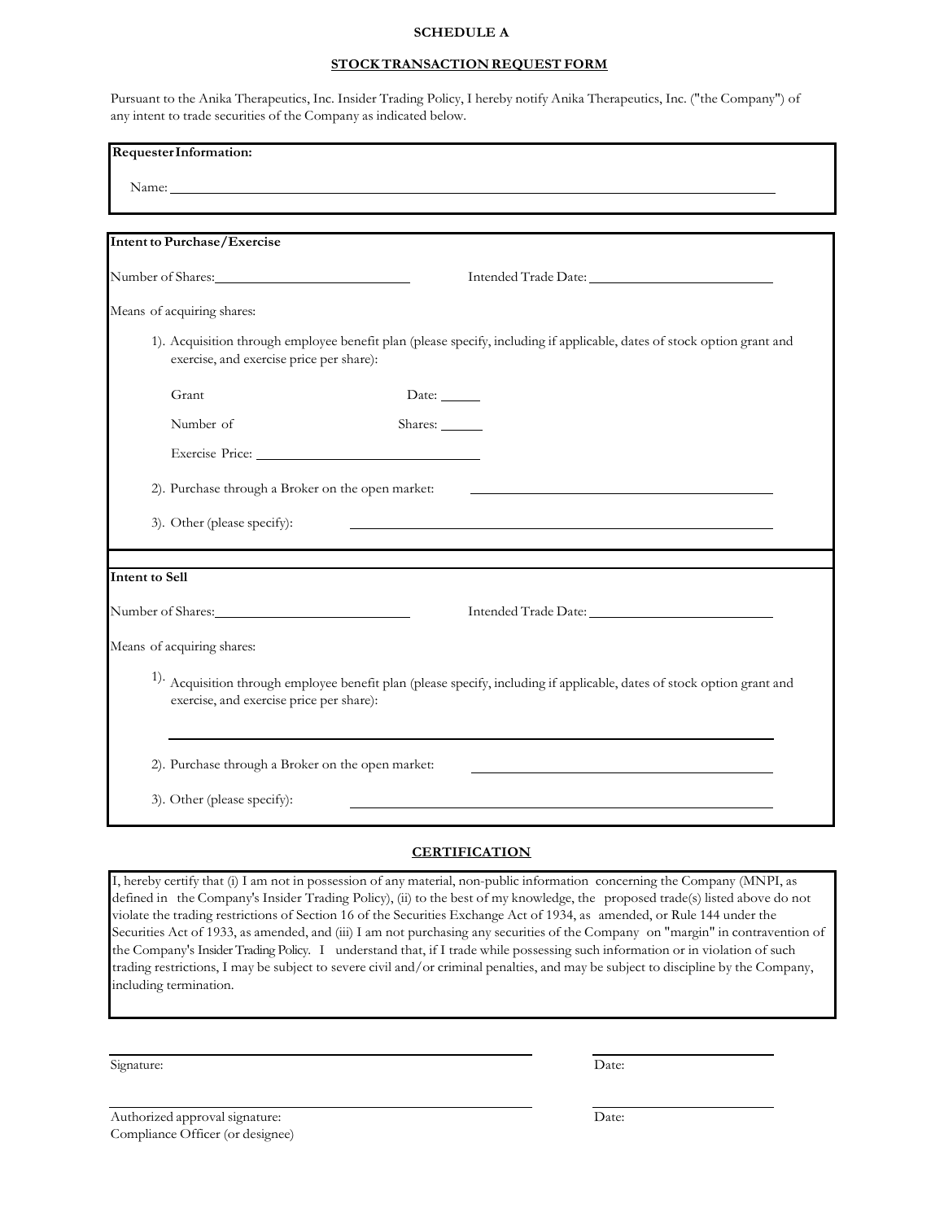**SCHEDULE A**

**STOCK TRANSACTION REQUEST FORM**

Pursuant to the Anika Therapeutics, Inc. Insider Trading Policy, I hereby notify Anika Therapeutics, Inc. ("the Company") of any intent to trade securities of the Company as indicated below.

**Requester Information:**

Name: ______________________________

**Intent to Purchase/Exercise**

Number of Shares: ______________ Intended Trade Date: ______________

Means of acquiring shares:

1). Acquisition through employee benefit plan (please specify, including if applicable, dates of stock option grant and exercise, and exercise price per share):

Grant Date: ______

Number of Shares: ______

Exercise Price: ______________

2). Purchase through a Broker on the open market: ______________

3). Other (please specify): ______________

**Intent to Sell**

Number of Shares: ______________ Intended Trade Date: ______________

Means of acquiring shares:

1). Acquisition through employee benefit plan (please specify, including if applicable, dates of stock option grant and exercise, and exercise price per share):

______________________________

2). Purchase through a Broker on the open market: ______________

3). Other (please specify): ______________

**CERTIFICATION**

I, hereby certify that (i) I am not in possession of any material, non-public information concerning the Company (MNPI, as defined in the Company's Insider Trading Policy), (ii) to the best of my knowledge, the proposed trade(s) listed above do not violate the trading restrictions of Section 16 of the Securities Exchange Act of 1934, as amended, or Rule 144 under the Securities Act of 1933, as amended, and (iii) I am not purchasing any securities of the Company on "margin" in contravention of the Company's Insider Trading Policy. I understand that, if I trade while possessing such information or in violation of such trading restrictions, I may be subject to severe civil and/or criminal penalties, and may be subject to discipline by the Company, including termination.

______________________________ ______________

Signature: Date:

______________________________ ______________

Authorized approval signature:
Compliance Officer (or designee) Date: